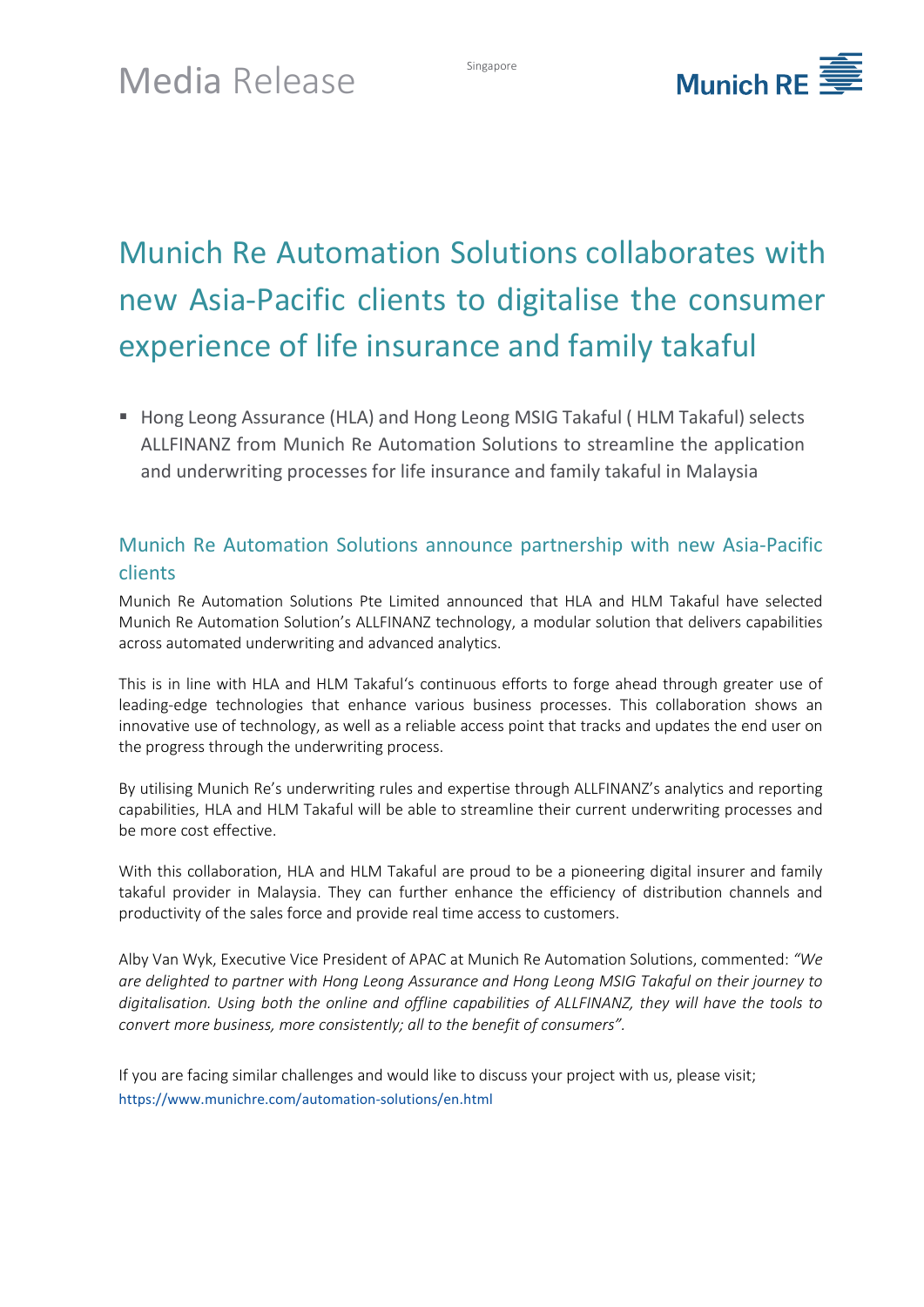Media Release

Singapore

# Munich Re Automation Solutions collaborates with new Asia-Pacific clients to digitalise the consumer experience of life insurance and family takaful

- Hong Leong Assurance (HLA) and Hong Leong MSIG Takaful ( HLM Takaful) selects ALLFINANZ from Munich Re Automation Solutions to streamline the application and underwriting processes for life insurance and family takaful in Malaysia

## Munich Re Automation Solutions announce partnership with new Asia-Pacific clients

Munich Re Automation Solutions Pte Limited announced that HLA and HLM Takaful have selected Munich Re Automation Solution's ALLFINANZ technology, a modular solution that delivers capabilities across automated underwriting and advanced analytics.

This is in line with HLA and HLM Takaful's continuous efforts to forge ahead through greater use of leading-edge technologies that enhance various business processes. This collaboration shows an innovative use of technology, as well as a reliable access point that tracks and updates the end user on the progress through the underwriting process.

By utilising Munich Re's underwriting rules and expertise through ALLFINANZ's analytics and reporting capabilities, HLA and HLM Takaful will be able to streamline their current underwriting processes and be more cost effective.

With this collaboration, HLA and HLM Takaful are proud to be a pioneering digital insurer and family takaful provider in Malaysia. They can further enhance the efficiency of distribution channels and productivity of the sales force and provide real time access to customers.

Alby Van Wyk, Executive Vice President of APAC at Munich Re Automation Solutions, commented: *"We are delighted to partner with Hong Leong Assurance and Hong Leong MSIG Takaful on their journey to digitalisation. Using both the online and offline capabilities of ALLFINANZ, they will have the tools to convert more business, more consistently; all to the benefit of consumers"*.

If you are facing similar challenges and would like to discuss your project with us, please visit;
https://www.munichre.com/automation-solutions/en.html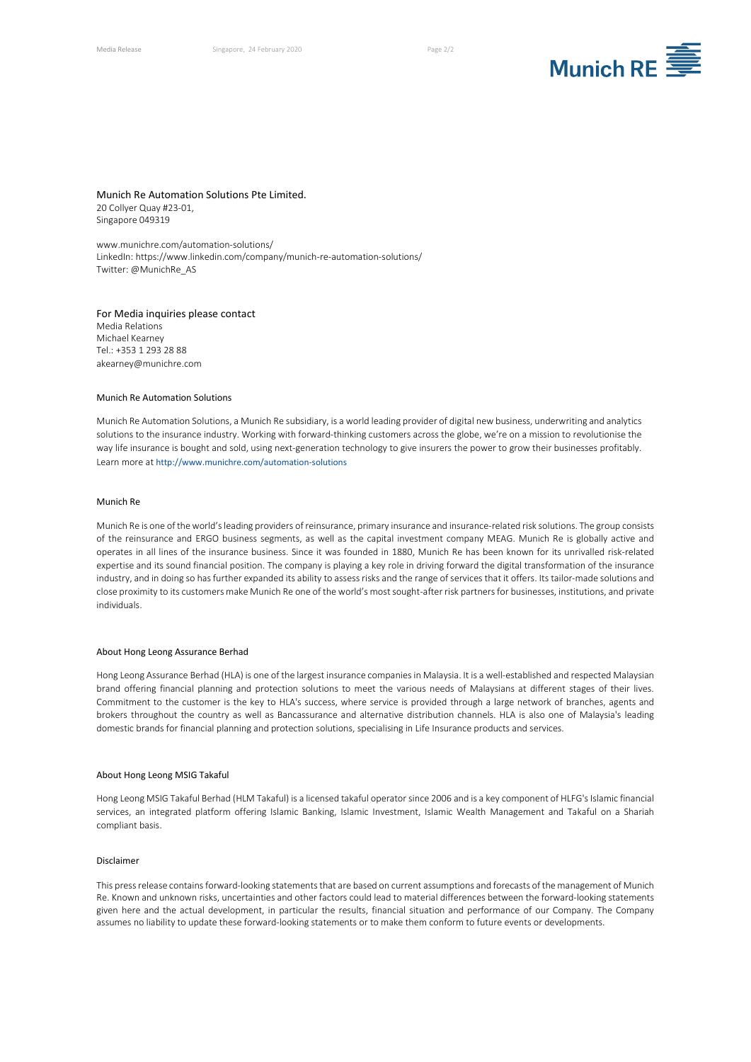Munich Re Automation Solutions Pte Limited.
20 Collyer Quay #23-01,
Singapore 049319

www.munichre.com/automation-solutions/
LinkedIn: https://www.linkedin.com/company/munich-re-automation-solutions/
Twitter: @MunichRe_AS

For Media inquiries please contact
Media Relations
Michael Kearney
Tel.: +353 1 293 28 88
akearney@munichre.com

### Munich Re Automation Solutions

Munich Re Automation Solutions, a Munich Re subsidiary, is a world leading provider of digital new business, underwriting and analytics solutions to the insurance industry. Working with forward-thinking customers across the globe, we're on a mission to revolutionise the way life insurance is bought and sold, using next-generation technology to give insurers the power to grow their businesses profitably. Learn more at http://www.munichre.com/automation-solutions

### Munich Re

Munich Re is one of the world's leading providers of reinsurance, primary insurance and insurance-related risk solutions. The group consists of the reinsurance and ERGO business segments, as well as the capital investment company MEAG. Munich Re is globally active and operates in all lines of the insurance business. Since it was founded in 1880, Munich Re has been known for its unrivalled risk-related expertise and its sound financial position. The company is playing a key role in driving forward the digital transformation of the insurance industry, and in doing so has further expanded its ability to assess risks and the range of services that it offers. Its tailor-made solutions and close proximity to its customers make Munich Re one of the world's most sought-after risk partners for businesses, institutions, and private individuals.

### About Hong Leong Assurance Berhad

Hong Leong Assurance Berhad (HLA) is one of the largest insurance companies in Malaysia. It is a well-established and respected Malaysian brand offering financial planning and protection solutions to meet the various needs of Malaysians at different stages of their lives. Commitment to the customer is the key to HLA's success, where service is provided through a large network of branches, agents and brokers throughout the country as well as Bancassurance and alternative distribution channels. HLA is also one of Malaysia's leading domestic brands for financial planning and protection solutions, specialising in Life Insurance products and services.

### About Hong Leong MSIG Takaful

Hong Leong MSIG Takaful Berhad (HLM Takaful) is a licensed takaful operator since 2006 and is a key component of HLFG's Islamic financial services, an integrated platform offering Islamic Banking, Islamic Investment, Islamic Wealth Management and Takaful on a Shariah compliant basis.

### Disclaimer

This press release contains forward-looking statements that are based on current assumptions and forecasts of the management of Munich Re. Known and unknown risks, uncertainties and other factors could lead to material differences between the forward-looking statements given here and the actual development, in particular the results, financial situation and performance of our Company. The Company assumes no liability to update these forward-looking statements or to make them conform to future events or developments.